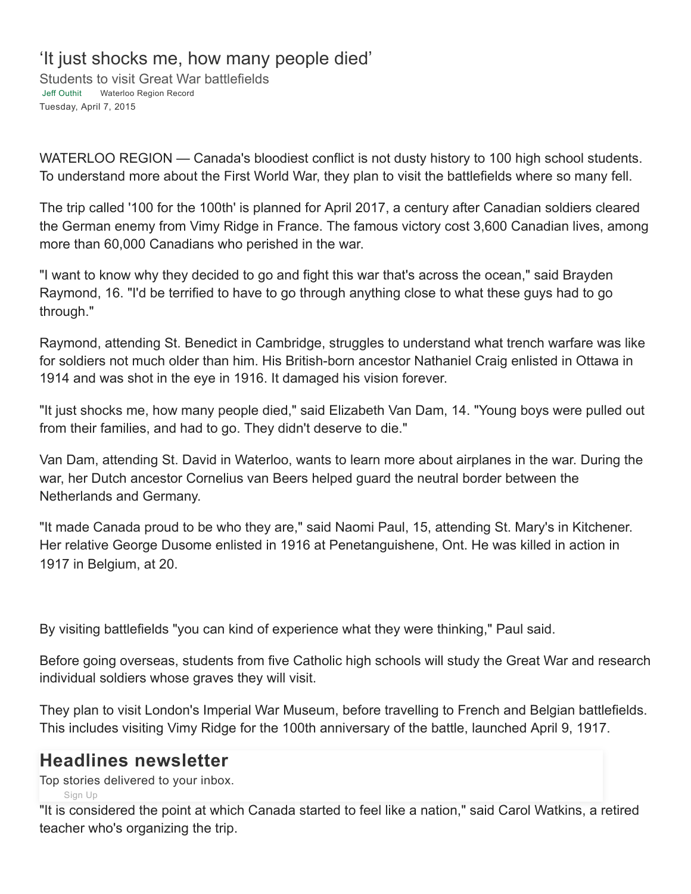# 'It just shocks me, how many people died'

## Students to visit Great War battlefields

Jeff Outhit    Waterloo Region Record

Tuesday, April 7, 2015

WATERLOO REGION — Canada's bloodiest conflict is not dusty history to 100 high school students. To understand more about the First World War, they plan to visit the battlefields where so many fell.

The trip called '100 for the 100th' is planned for April 2017, a century after Canadian soldiers cleared the German enemy from Vimy Ridge in France. The famous victory cost 3,600 Canadian lives, among more than 60,000 Canadians who perished in the war.

"I want to know why they decided to go and fight this war that's across the ocean," said Brayden Raymond, 16. "I'd be terrified to have to go through anything close to what these guys had to go through."

Raymond, attending St. Benedict in Cambridge, struggles to understand what trench warfare was like for soldiers not much older than him. His British-born ancestor Nathaniel Craig enlisted in Ottawa in 1914 and was shot in the eye in 1916. It damaged his vision forever.

"It just shocks me, how many people died," said Elizabeth Van Dam, 14. "Young boys were pulled out from their families, and had to go. They didn't deserve to die."

Van Dam, attending St. David in Waterloo, wants to learn more about airplanes in the war. During the war, her Dutch ancestor Cornelius van Beers helped guard the neutral border between the Netherlands and Germany.

"It made Canada proud to be who they are," said Naomi Paul, 15, attending St. Mary's in Kitchener. Her relative George Dusome enlisted in 1916 at Penetanguishene, Ont. He was killed in action in 1917 in Belgium, at 20.

By visiting battlefields "you can kind of experience what they were thinking," Paul said.

Before going overseas, students from five Catholic high schools will study the Great War and research individual soldiers whose graves they will visit.

They plan to visit London's Imperial War Museum, before travelling to French and Belgian battlefields. This includes visiting Vimy Ridge for the 100th anniversary of the battle, launched April 9, 1917.

**Headlines newsletter**

Top stories delivered to your inbox.

Sign Up

"It is considered the point at which Canada started to feel like a nation," said Carol Watkins, a retired teacher who's organizing the trip.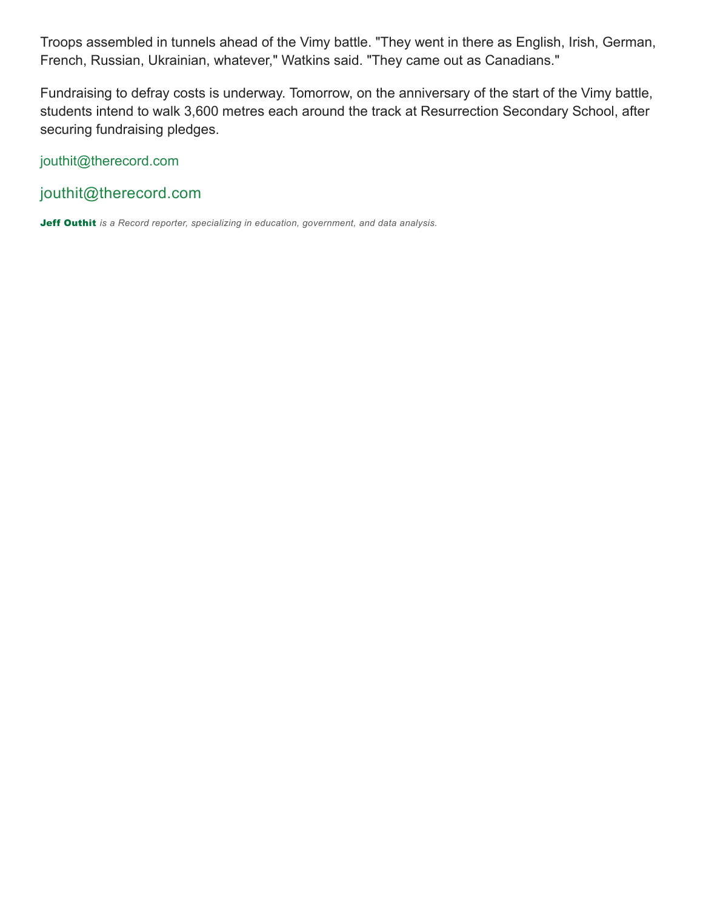Troops assembled in tunnels ahead of the Vimy battle. "They went in there as English, Irish, German, French, Russian, Ukrainian, whatever," Watkins said. "They came out as Canadians."

Fundraising to defray costs is underway. Tomorrow, on the anniversary of the start of the Vimy battle, students intend to walk 3,600 metres each around the track at Resurrection Secondary School, after securing fundraising pledges.

jouthit@therecord.com

jouthit@therecord.com

**Jeff Outhit** *is a Record reporter, specializing in education, government, and data analysis.*